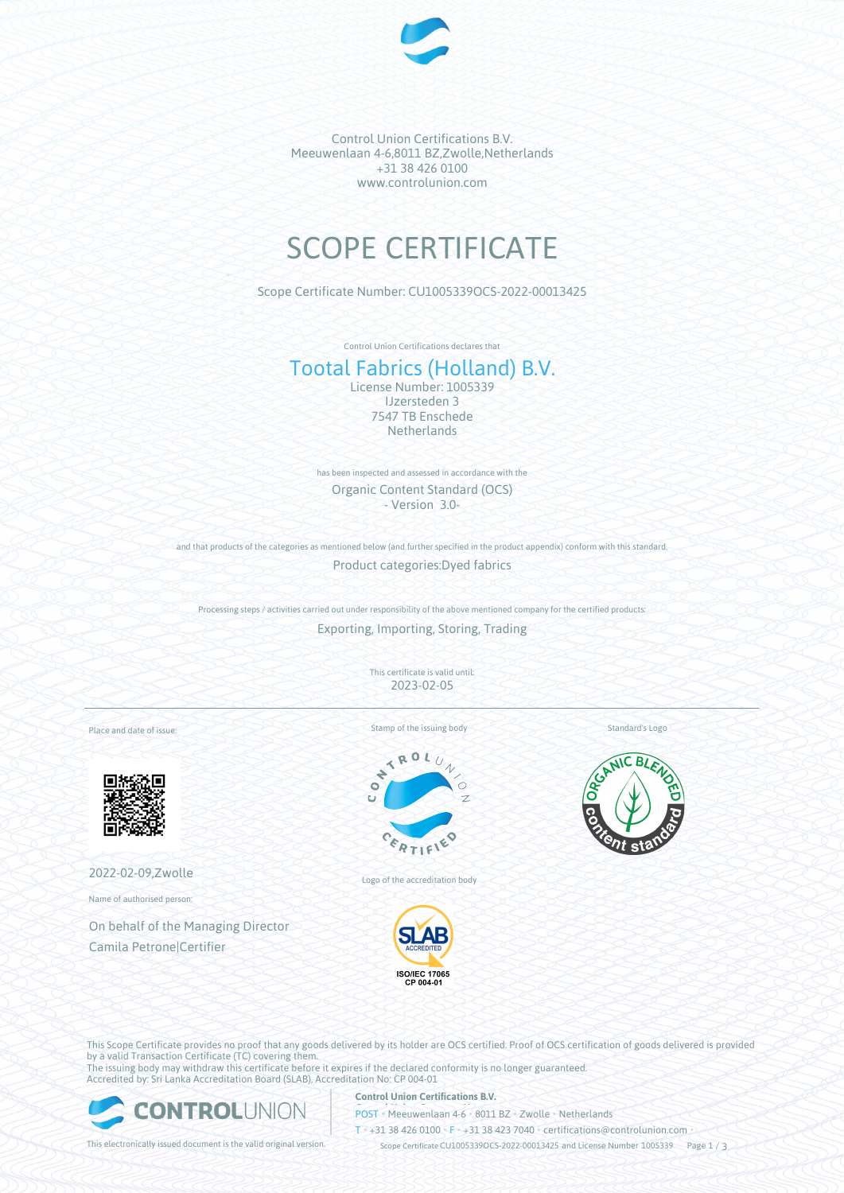Control Union Certifications B.V.
Meeuwenlaan 4-6,8011 BZ,Zwolle,Netherlands
+31 38 426 0100
www.controlunion.com

# SCOPE CERTIFICATE

Scope Certificate Number: CU1005339OCS-2022-00013425

Control Union Certifications declares that

## Tootal Fabrics (Holland) B.V.

License Number: 1005339
IJzersteden 3
7547 TB Enschede
Netherlands

has been inspected and assessed in accordance with the

Organic Content Standard (OCS)
- Version 3.0-

and that products of the categories as mentioned below (and further specified in the product appendix) conform with this standard.

Product categories:Dyed fabrics

Processing steps / activities carried out under responsibility of the above mentioned company for the certified products:

Exporting, Importing, Storing, Trading

This certificate is valid until:
2023-02-05

Place and date of issue:

2022-02-09,Zwolle

Name of authorised person:

On behalf of the Managing Director
Camila Petrone|Certifier

Stamp of the issuing body

Logo of the accreditation body

ISO/IEC 17065
CP 004-01

Standard's Logo

This Scope Certificate provides no proof that any goods delivered by its holder are OCS certified. Proof of OCS certification of goods delivered is provided by a valid Transaction Certificate (TC) covering them.
The issuing body may withdraw this certificate before it expires if the declared conformity is no longer guaranteed.
Accredited by: Sri Lanka Accreditation Board (SLAB), Accreditation No: CP 004-01

This electronically issued document is the valid original version.

**Control Union Certifications B.V.**
POST • Meeuwenlaan 4-6 • 8011 BZ • Zwolle • Netherlands
T • +31 38 426 0100 • F • +31 38 423 7040 • certifications@controlunion.com •
Scope Certificate CU1005339OCS-2022-00013425 and License Number 1005339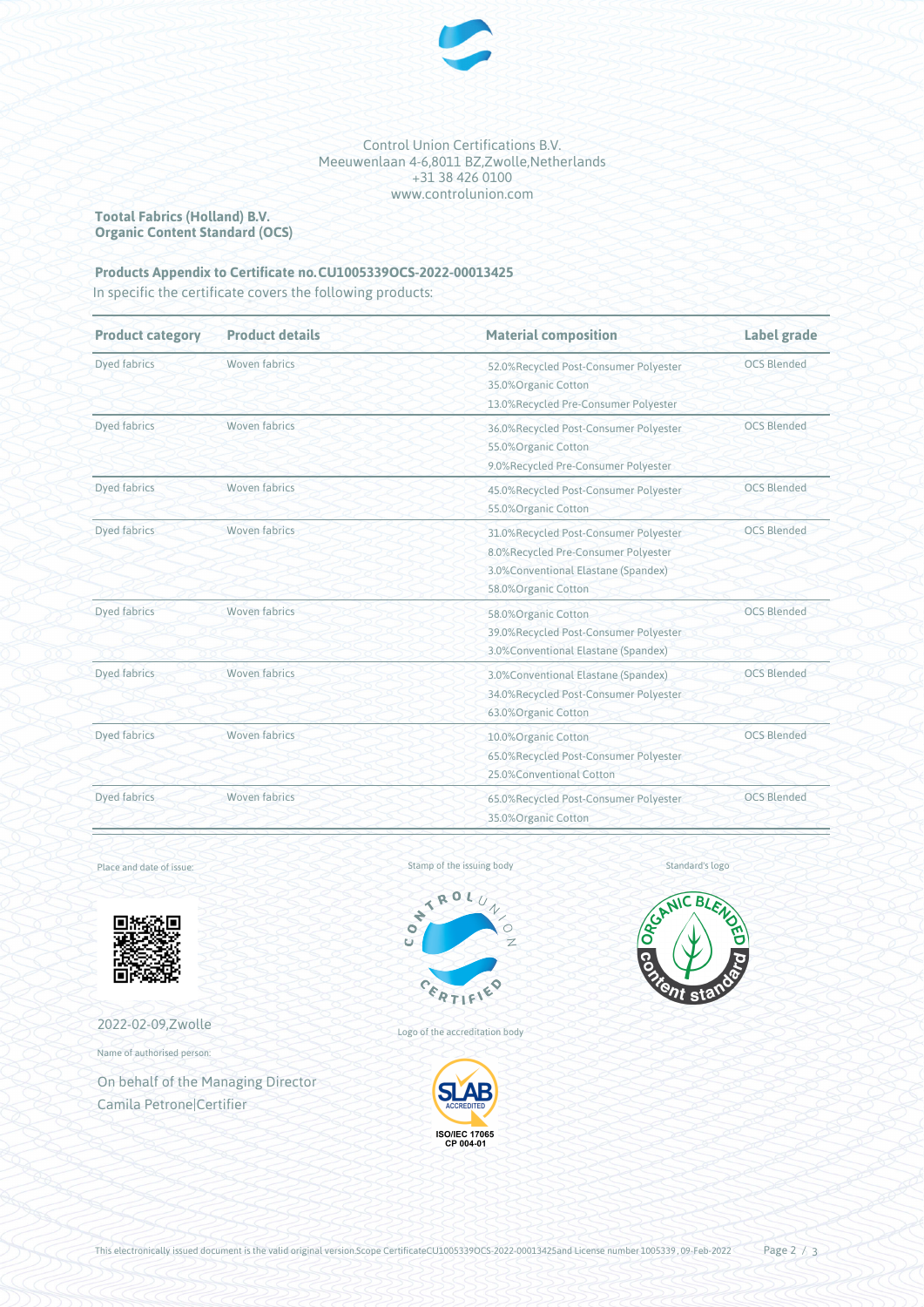Control Union Certifications B.V.
Meeuwenlaan 4-6,8011 BZ,Zwolle,Netherlands
+31 38 426 0100
www.controlunion.com

**Tootal Fabrics (Holland) B.V.**
**Organic Content Standard (OCS)**

**Products Appendix to Certificate no.CU1005339OCS-2022-00013425**

In specific the certificate covers the following products:

| Product category | Product details | Material composition | Label grade |
|---|---|---|---|
| Dyed fabrics | Woven fabrics | 52.0%Recycled Post-Consumer Polyester<br>35.0%Organic Cotton<br>13.0%Recycled Pre-Consumer Polyester | OCS Blended |
| Dyed fabrics | Woven fabrics | 36.0%Recycled Post-Consumer Polyester<br>55.0%Organic Cotton<br>9.0%Recycled Pre-Consumer Polyester | OCS Blended |
| Dyed fabrics | Woven fabrics | 45.0%Recycled Post-Consumer Polyester<br>55.0%Organic Cotton | OCS Blended |
| Dyed fabrics | Woven fabrics | 31.0%Recycled Post-Consumer Polyester<br>8.0%Recycled Pre-Consumer Polyester<br>3.0%Conventional Elastane (Spandex)<br>58.0%Organic Cotton | OCS Blended |
| Dyed fabrics | Woven fabrics | 58.0%Organic Cotton<br>39.0%Recycled Post-Consumer Polyester<br>3.0%Conventional Elastane (Spandex) | OCS Blended |
| Dyed fabrics | Woven fabrics | 3.0%Conventional Elastane (Spandex)<br>34.0%Recycled Post-Consumer Polyester<br>63.0%Organic Cotton | OCS Blended |
| Dyed fabrics | Woven fabrics | 10.0%Organic Cotton<br>65.0%Recycled Post-Consumer Polyester<br>25.0%Conventional Cotton | OCS Blended |
| Dyed fabrics | Woven fabrics | 65.0%Recycled Post-Consumer Polyester<br>35.0%Organic Cotton | OCS Blended |

Place and date of issue:

2022-02-09,Zwolle

Name of authorised person:

On behalf of the Managing Director
Camila Petrone|Certifier

Stamp of the issuing body

Logo of the accreditation body

Standard's logo

This electronically issued document is the valid original version.Scope CertificateCU1005339OCS-2022-00013425and License number 1005339 , 09-Feb-2022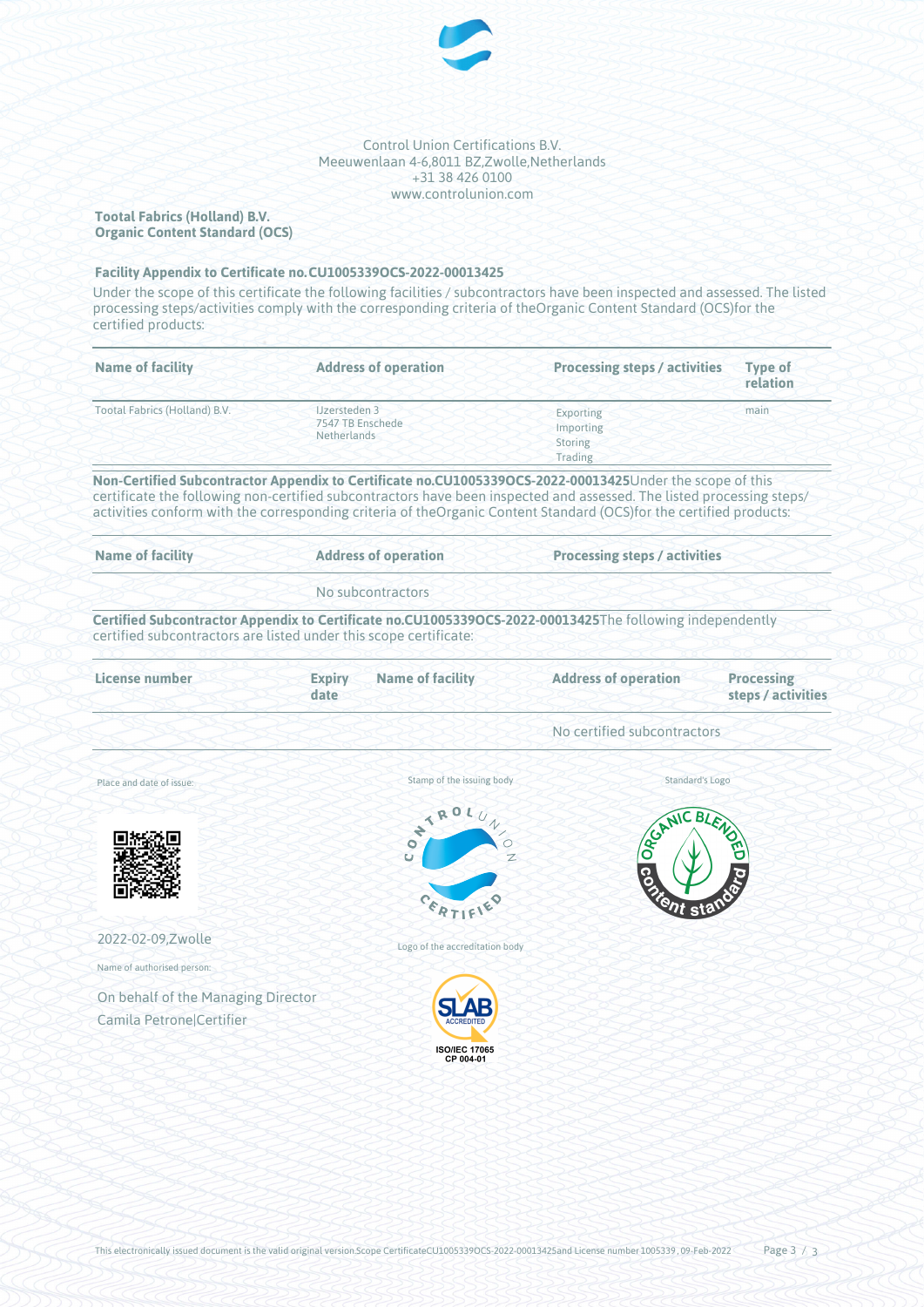Control Union Certifications B.V.
Meeuwenlaan 4-6,8011 BZ,Zwolle,Netherlands
+31 38 426 0100
www.controlunion.com

**Tootal Fabrics (Holland) B.V.**
**Organic Content Standard (OCS)**

### Facility Appendix to Certificate no. CU1005339OCS-2022-00013425

Under the scope of this certificate the following facilities / subcontractors have been inspected and assessed. The listed processing steps/activities comply with the corresponding criteria of theOrganic Content Standard (OCS)for the certified products:

| Name of facility | Address of operation | Processing steps / activities | Type of relation |
|---|---|---|---|
| Tootal Fabrics (Holland) B.V. | IJzersteden 3<br>7547 TB Enschede<br>Netherlands | Exporting<br>Importing<br>Storing<br>Trading | main |

**Non-Certified Subcontractor Appendix to Certificate no.CU1005339OCS-2022-00013425**Under the scope of this certificate the following non-certified subcontractors have been inspected and assessed. The listed processing steps/activities conform with the corresponding criteria of theOrganic Content Standard (OCS)for the certified products:

| Name of facility | Address of operation | Processing steps / activities |
|---|---|---|
| | No subcontractors | |

**Certified Subcontractor Appendix to Certificate no.CU1005339OCS-2022-00013425**The following independently certified subcontractors are listed under this scope certificate:

| License number | Expiry date | Name of facility | Address of operation | Processing steps / activities |
|---|---|---|---|---|
| | | | No certified subcontractors | |

Place and date of issue:

2022-02-09,Zwolle

Name of authorised person:

On behalf of the Managing Director
Camila Petrone|Certifier

Stamp of the issuing body

Logo of the accreditation body

SLAB ACCREDITED
ISO/IEC 17065
CP 004-01

Standard's Logo

This electronically issued document is the valid original version.Scope CertificateCU1005339OCS-2022-00013425and License number 1005339 , 09-Feb-2022